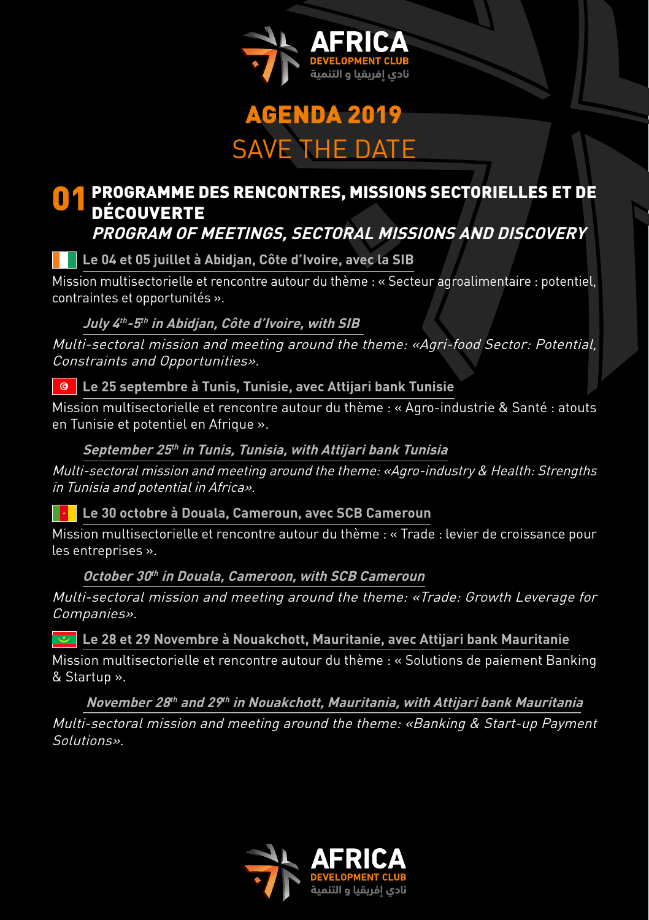AFRICA
DEVELOPMENT CLUB
نادي إفريقيا و التنمية

# AGENDA 2019

# SAVE THE DATE

## 01 PROGRAMME DES RENCONTRES, MISSIONS SECTORIELLES ET DE DÉCOUVERTE

## *PROGRAM OF MEETINGS, SECTORAL MISSIONS AND DISCOVERY*

**Le 04 et 05 juillet à Abidjan, Côte d'Ivoire, avec la SIB**

Mission multisectorielle et rencontre autour du thème : « Secteur agroalimentaire : potentiel, contraintes et opportunités ».

***July 4th-5th in Abidjan, Côte d'Ivoire, with SIB***

*Multi-sectoral mission and meeting around the theme: «Agri-food Sector: Potential, Constraints and Opportunities».*

**Le 25 septembre à Tunis, Tunisie, avec Attijari bank Tunisie**

Mission multisectorielle et rencontre autour du thème : « Agro-industrie & Santé : atouts en Tunisie et potentiel en Afrique ».

***September 25th in Tunis, Tunisia, with Attijari bank Tunisia***

*Multi-sectoral mission and meeting around the theme: «Agro-industry & Health: Strengths in Tunisia and potential in Africa».*

**Le 30 octobre à Douala, Cameroun, avec SCB Cameroun**

Mission multisectorielle et rencontre autour du thème : « Trade : levier de croissance pour les entreprises ».

***October 30th in Douala, Cameroon, with SCB Cameroun***

*Multi-sectoral mission and meeting around the theme: «Trade: Growth Leverage for Companies».*

**Le 28 et 29 Novembre à Nouakchott, Mauritanie, avec Attijari bank Mauritanie**

Mission multisectorielle et rencontre autour du thème : « Solutions de paiement Banking & Startup ».

***November 28th and 29th in Nouakchott, Mauritania, with Attijari bank Mauritania***

*Multi-sectoral mission and meeting around the theme: «Banking & Start-up Payment Solutions».*

AFRICA
DEVELOPMENT CLUB
نادي إفريقيا و التنمية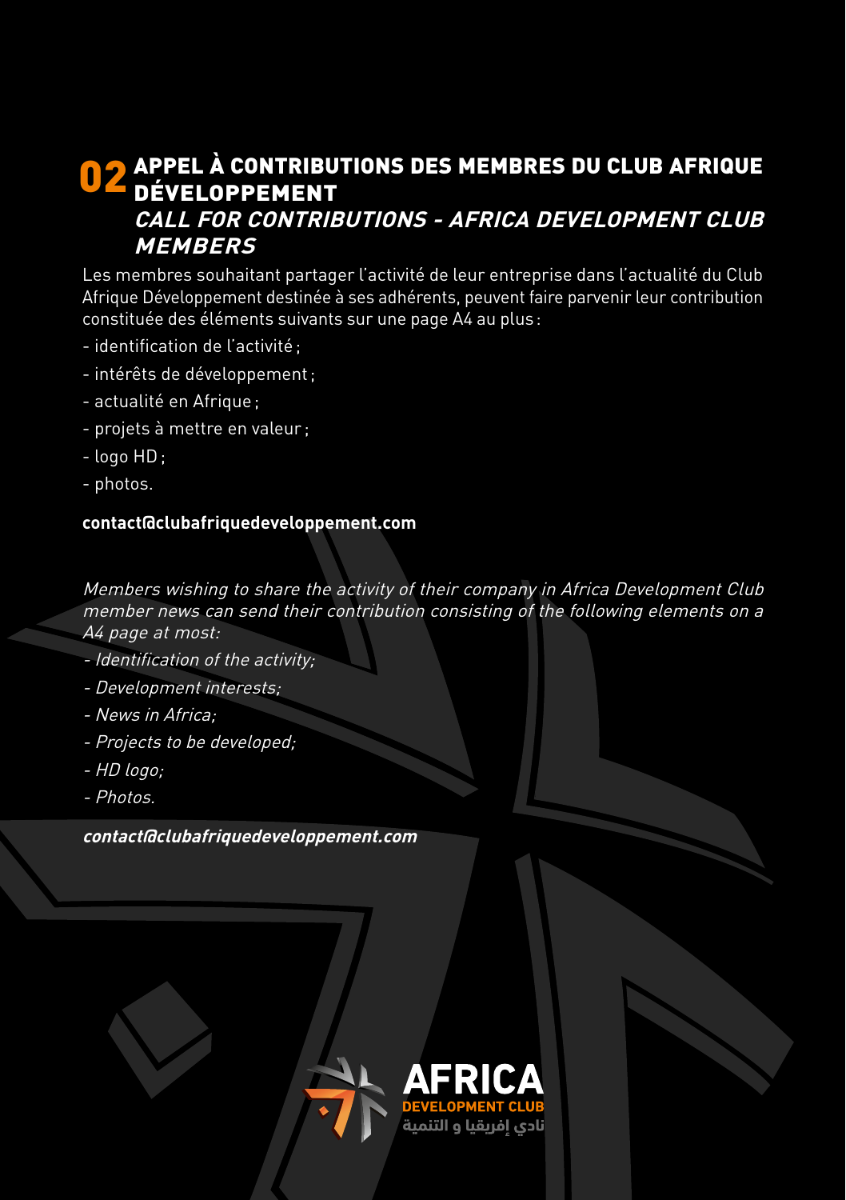## 02 APPEL À CONTRIBUTIONS DES MEMBRES DU CLUB AFRIQUE DÉVELOPPEMENT

## *CALL FOR CONTRIBUTIONS - AFRICA DEVELOPMENT CLUB MEMBERS*

Les membres souhaitant partager l'activité de leur entreprise dans l'actualité du Club Afrique Développement destinée à ses adhérents, peuvent faire parvenir leur contribution constituée des éléments suivants sur une page A4 au plus :

- identification de l'activité ;
- intérêts de développement ;
- actualité en Afrique ;
- projets à mettre en valeur ;
- logo HD ;
- photos.

**contact@clubafriquedeveloppement.com**

*Members wishing to share the activity of their company in Africa Development Club member news can send their contribution consisting of the following elements on a A4 page at most:*

- *Identification of the activity;*
- *Development interests;*
- *News in Africa;*
- *Projects to be developed;*
- *HD logo;*
- *Photos.*

***contact@clubafriquedeveloppement.com***

AFRICA DEVELOPMENT CLUB

نادي إفريقيا و التنمية